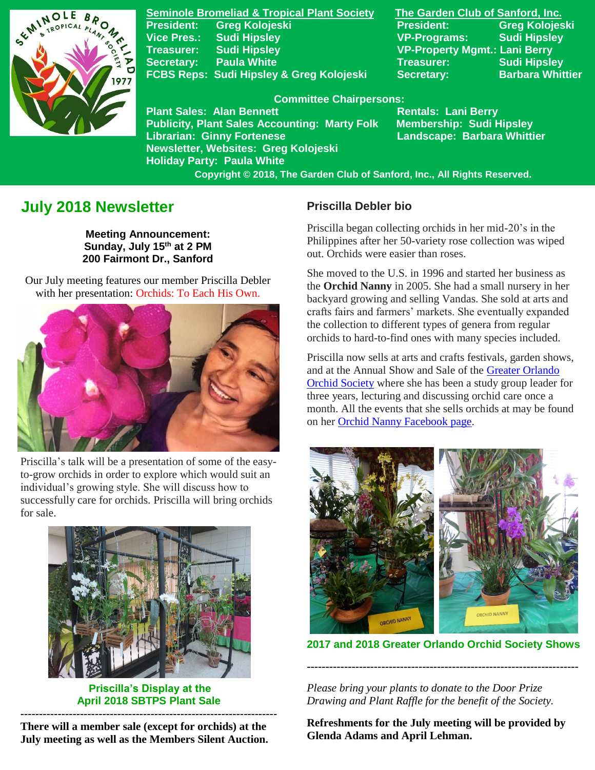**Seminole Bromeliad & Tropical Plant Society**
President: Greg Kolojeski
Vice Pres.: Sudi Hipsley
Treasurer: Sudi Hipsley
Secretary: Paula White
FCBS Reps: Sudi Hipsley & Greg Kolojeski

**The Garden Club of Sanford, Inc.**
President: Greg Kolojeski
VP-Programs: Sudi Hipsley
VP-Property Mgmt.: Lani Berry
Treasurer: Sudi Hipsley
Secretary: Barbara Whittier

**Committee Chairpersons:**
Plant Sales: Alan Bennett
Publicity, Plant Sales Accounting: Marty Folk
Librarian: Ginny Fortenese
Newsletter, Websites: Greg Kolojeski
Holiday Party: Paula White
Rentals: Lani Berry
Membership: Sudi Hipsley
Landscape: Barbara Whittier

Copyright © 2018, The Garden Club of Sanford, Inc., All Rights Reserved.

# July 2018 Newsletter

**Meeting Announcement:**
**Sunday, July 15th at 2 PM**
**200 Fairmont Dr., Sanford**

Our July meeting features our member Priscilla Debler with her presentation: Orchids: To Each His Own.

Priscilla's talk will be a presentation of some of the easy-to-grow orchids in order to explore which would suit an individual's growing style. She will discuss how to successfully care for orchids. Priscilla will bring orchids for sale.

**Priscilla's Display at the April 2018 SBTPS Plant Sale**

---

**There will a member sale (except for orchids) at the July meeting as well as the Members Silent Auction.**

## Priscilla Debler bio

Priscilla began collecting orchids in her mid-20's in the Philippines after her 50-variety rose collection was wiped out. Orchids were easier than roses.

She moved to the U.S. in 1996 and started her business as the **Orchid Nanny** in 2005. She had a small nursery in her backyard growing and selling Vandas. She sold at arts and crafts fairs and farmers' markets. She eventually expanded the collection to different types of genera from regular orchids to hard-to-find ones with many species included.

Priscilla now sells at arts and crafts festivals, garden shows, and at the Annual Show and Sale of the Greater Orlando Orchid Society where she has been a study group leader for three years, lecturing and discussing orchid care once a month. All the events that she sells orchids at may be found on her Orchid Nanny Facebook page.

**2017 and 2018 Greater Orlando Orchid Society Shows**

---

*Please bring your plants to donate to the Door Prize Drawing and Plant Raffle for the benefit of the Society.*

**Refreshments for the July meeting will be provided by Glenda Adams and April Lehman.**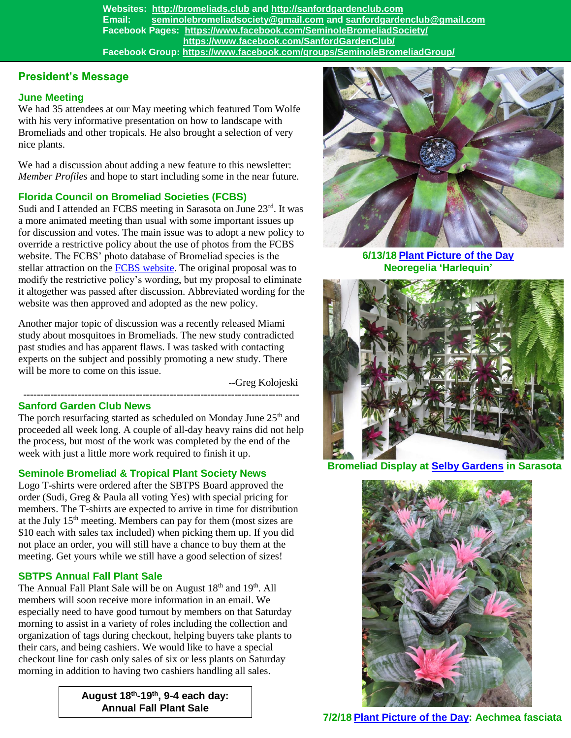**Websites:** **http://bromeliads.club** **and** **http://sanfordgardenclub.com**
**Email:** **seminolebromeliadsociety@gmail.com** **and** **sanfordgardenclub@gmail.com**
**Facebook Pages:** **https://www.facebook.com/SeminoleBromeliadSociety/**
**https://www.facebook.com/SanfordGardenClub/**
**Facebook Group:** **https://www.facebook.com/groups/SeminoleBromeliadGroup/**

## President's Message

### June Meeting

We had 35 attendees at our May meeting which featured Tom Wolfe with his very informative presentation on how to landscape with Bromeliads and other tropicals. He also brought a selection of very nice plants.

We had a discussion about adding a new feature to this newsletter: *Member Profiles* and hope to start including some in the near future.

### Florida Council on Bromeliad Societies (FCBS)

Sudi and I attended an FCBS meeting in Sarasota on June 23rd. It was a more animated meeting than usual with some important issues up for discussion and votes. The main issue was to adopt a new policy to override a restrictive policy about the use of photos from the FCBS website. The FCBS' photo database of Bromeliad species is the stellar attraction on the FCBS website. The original proposal was to modify the restrictive policy's wording, but my proposal to eliminate it altogether was passed after discussion. Abbreviated wording for the website was then approved and adopted as the new policy.

Another major topic of discussion was a recently released Miami study about mosquitoes in Bromeliads. The new study contradicted past studies and has apparent flaws. I was tasked with contacting experts on the subject and possibly promoting a new study. There will be more to come on this issue.

--Greg Kolojeski

---

### Sanford Garden Club News

The porch resurfacing started as scheduled on Monday June 25th and proceeded all week long. A couple of all-day heavy rains did not help the process, but most of the work was completed by the end of the week with just a little more work required to finish it up.

### Seminole Bromeliad & Tropical Plant Society News

Logo T-shirts were ordered after the SBTPS Board approved the order (Sudi, Greg & Paula all voting Yes) with special pricing for members. The T-shirts are expected to arrive in time for distribution at the July 15th meeting. Members can pay for them (most sizes are $10 each with sales tax included) when picking them up. If you did not place an order, you will still have a chance to buy them at the meeting. Get yours while we still have a good selection of sizes!

### SBTPS Annual Fall Plant Sale

The Annual Fall Plant Sale will be on August 18th and 19th. All members will soon receive more information in an email. We especially need to have good turnout by members on that Saturday morning to assist in a variety of roles including the collection and organization of tags during checkout, helping buyers take plants to their cars, and being cashiers. We would like to have a special checkout line for cash only sales of six or less plants on Saturday morning in addition to having two cashiers handling all sales.

**August 18th-19th, 9-4 each day:**
**Annual Fall Plant Sale**

**6/13/18 Plant Picture of the Day**
**Neoregelia 'Harlequin'**

**Bromeliad Display at Selby Gardens in Sarasota**

**7/2/18 Plant Picture of the Day: Aechmea fasciata**